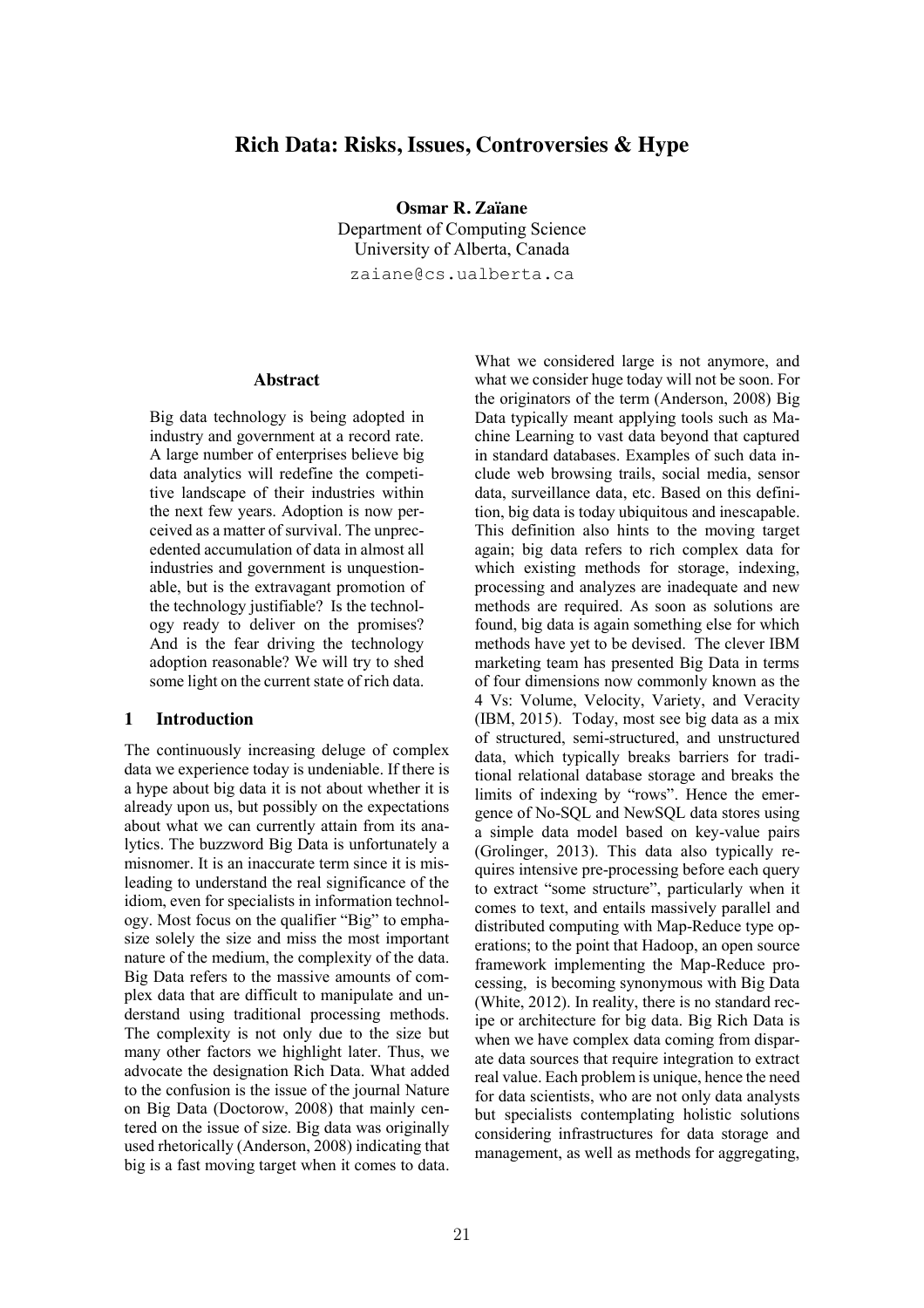# Rich Data: Risks, Issues, Controversies & Hype

**Osmar R. Zaïane**
Department of Computing Science
University of Alberta, Canada
zaiane@cs.ualberta.ca

## Abstract

Big data technology is being adopted in industry and government at a record rate. A large number of enterprises believe big data analytics will redefine the competitive landscape of their industries within the next few years. Adoption is now perceived as a matter of survival. The unprecedented accumulation of data in almost all industries and government is unquestionable, but is the extravagant promotion of the technology justifiable? Is the technology ready to deliver on the promises? And is the fear driving the technology adoption reasonable? We will try to shed some light on the current state of rich data.

## 1 Introduction

The continuously increasing deluge of complex data we experience today is undeniable. If there is a hype about big data it is not about whether it is already upon us, but possibly on the expectations about what we can currently attain from its analytics. The buzzword Big Data is unfortunately a misnomer. It is an inaccurate term since it is misleading to understand the real significance of the idiom, even for specialists in information technology. Most focus on the qualifier "Big" to emphasize solely the size and miss the most important nature of the medium, the complexity of the data. Big Data refers to the massive amounts of complex data that are difficult to manipulate and understand using traditional processing methods. The complexity is not only due to the size but many other factors we highlight later. Thus, we advocate the designation Rich Data. What added to the confusion is the issue of the journal Nature on Big Data (Doctorow, 2008) that mainly centered on the issue of size. Big data was originally used rhetorically (Anderson, 2008) indicating that big is a fast moving target when it comes to data. What we considered large is not anymore, and what we consider huge today will not be soon. For the originators of the term (Anderson, 2008) Big Data typically meant applying tools such as Machine Learning to vast data beyond that captured in standard databases. Examples of such data include web browsing trails, social media, sensor data, surveillance data, etc. Based on this definition, big data is today ubiquitous and inescapable. This definition also hints to the moving target again; big data refers to rich complex data for which existing methods for storage, indexing, processing and analyzes are inadequate and new methods are required. As soon as solutions are found, big data is again something else for which methods have yet to be devised. The clever IBM marketing team has presented Big Data in terms of four dimensions now commonly known as the 4 Vs: Volume, Velocity, Variety, and Veracity (IBM, 2015). Today, most see big data as a mix of structured, semi-structured, and unstructured data, which typically breaks barriers for traditional relational database storage and breaks the limits of indexing by "rows". Hence the emergence of No-SQL and NewSQL data stores using a simple data model based on key-value pairs (Grolinger, 2013). This data also typically requires intensive pre-processing before each query to extract "some structure", particularly when it comes to text, and entails massively parallel and distributed computing with Map-Reduce type operations; to the point that Hadoop, an open source framework implementing the Map-Reduce processing, is becoming synonymous with Big Data (White, 2012). In reality, there is no standard recipe or architecture for big data. Big Rich Data is when we have complex data coming from disparate data sources that require integration to extract real value. Each problem is unique, hence the need for data scientists, who are not only data analysts but specialists contemplating holistic solutions considering infrastructures for data storage and management, as well as methods for aggregating,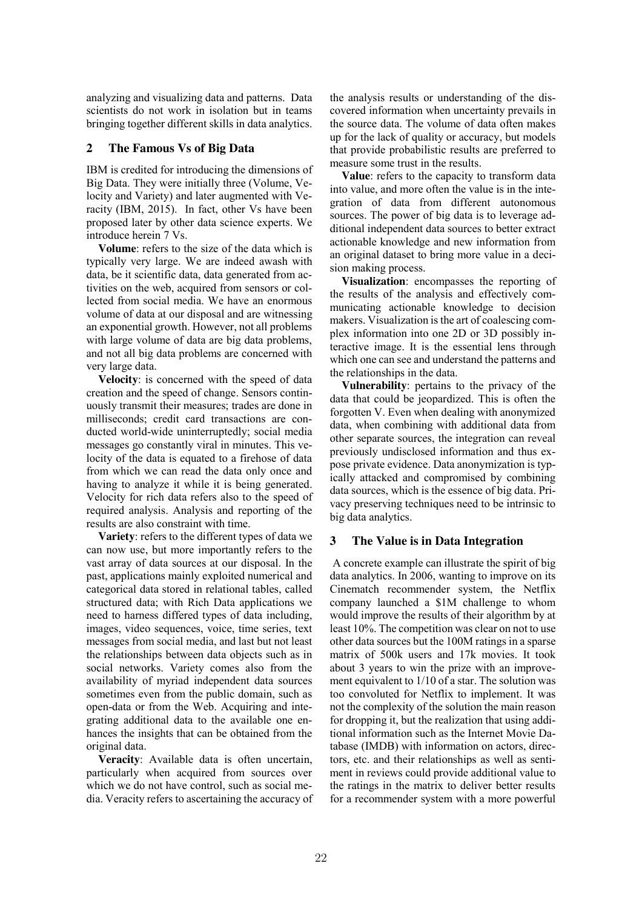analyzing and visualizing data and patterns. Data scientists do not work in isolation but in teams bringing together different skills in data analytics.

## 2 The Famous Vs of Big Data

IBM is credited for introducing the dimensions of Big Data. They were initially three (Volume, Velocity and Variety) and later augmented with Veracity (IBM, 2015). In fact, other Vs have been proposed later by other data science experts. We introduce herein 7 Vs.

**Volume**: refers to the size of the data which is typically very large. We are indeed awash with data, be it scientific data, data generated from activities on the web, acquired from sensors or collected from social media. We have an enormous volume of data at our disposal and are witnessing an exponential growth. However, not all problems with large volume of data are big data problems, and not all big data problems are concerned with very large data.

**Velocity**: is concerned with the speed of data creation and the speed of change. Sensors continuously transmit their measures; trades are done in milliseconds; credit card transactions are conducted world-wide uninterruptedly; social media messages go constantly viral in minutes. This velocity of the data is equated to a firehose of data from which we can read the data only once and having to analyze it while it is being generated. Velocity for rich data refers also to the speed of required analysis. Analysis and reporting of the results are also constraint with time.

**Variety**: refers to the different types of data we can now use, but more importantly refers to the vast array of data sources at our disposal. In the past, applications mainly exploited numerical and categorical data stored in relational tables, called structured data; with Rich Data applications we need to harness differed types of data including, images, video sequences, voice, time series, text messages from social media, and last but not least the relationships between data objects such as in social networks. Variety comes also from the availability of myriad independent data sources sometimes even from the public domain, such as open-data or from the Web. Acquiring and integrating additional data to the available one enhances the insights that can be obtained from the original data.

**Veracity**: Available data is often uncertain, particularly when acquired from sources over which we do not have control, such as social media. Veracity refers to ascertaining the accuracy of the analysis results or understanding of the discovered information when uncertainty prevails in the source data. The volume of data often makes up for the lack of quality or accuracy, but models that provide probabilistic results are preferred to measure some trust in the results.

**Value**: refers to the capacity to transform data into value, and more often the value is in the integration of data from different autonomous sources. The power of big data is to leverage additional independent data sources to better extract actionable knowledge and new information from an original dataset to bring more value in a decision making process.

**Visualization**: encompasses the reporting of the results of the analysis and effectively communicating actionable knowledge to decision makers. Visualization is the art of coalescing complex information into one 2D or 3D possibly interactive image. It is the essential lens through which one can see and understand the patterns and the relationships in the data.

**Vulnerability**: pertains to the privacy of the data that could be jeopardized. This is often the forgotten V. Even when dealing with anonymized data, when combining with additional data from other separate sources, the integration can reveal previously undisclosed information and thus expose private evidence. Data anonymization is typically attacked and compromised by combining data sources, which is the essence of big data. Privacy preserving techniques need to be intrinsic to big data analytics.

## 3 The Value is in Data Integration

A concrete example can illustrate the spirit of big data analytics. In 2006, wanting to improve on its Cinematch recommender system, the Netflix company launched a $1M challenge to whom would improve the results of their algorithm by at least 10%. The competition was clear on not to use other data sources but the 100M ratings in a sparse matrix of 500k users and 17k movies. It took about 3 years to win the prize with an improvement equivalent to 1/10 of a star. The solution was too convoluted for Netflix to implement. It was not the complexity of the solution the main reason for dropping it, but the realization that using additional information such as the Internet Movie Database (IMDB) with information on actors, directors, etc. and their relationships as well as sentiment in reviews could provide additional value to the ratings in the matrix to deliver better results for a recommender system with a more powerful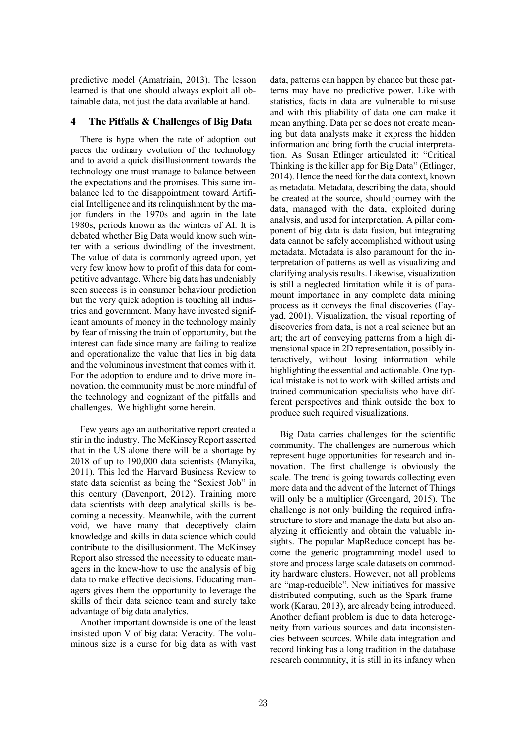predictive model (Amatriain, 2013). The lesson learned is that one should always exploit all obtainable data, not just the data available at hand.

## 4 The Pitfalls & Challenges of Big Data

There is hype when the rate of adoption out paces the ordinary evolution of the technology and to avoid a quick disillusionment towards the technology one must manage to balance between the expectations and the promises. This same imbalance led to the disappointment toward Artificial Intelligence and its relinquishment by the major funders in the 1970s and again in the late 1980s, periods known as the winters of AI. It is debated whether Big Data would know such winter with a serious dwindling of the investment. The value of data is commonly agreed upon, yet very few know how to profit of this data for competitive advantage. Where big data has undeniably seen success is in consumer behaviour prediction but the very quick adoption is touching all industries and government. Many have invested significant amounts of money in the technology mainly by fear of missing the train of opportunity, but the interest can fade since many are failing to realize and operationalize the value that lies in big data and the voluminous investment that comes with it. For the adoption to endure and to drive more innovation, the community must be more mindful of the technology and cognizant of the pitfalls and challenges. We highlight some herein.

Few years ago an authoritative report created a stir in the industry. The McKinsey Report asserted that in the US alone there will be a shortage by 2018 of up to 190,000 data scientists (Manyika, 2011). This led the Harvard Business Review to state data scientist as being the "Sexiest Job" in this century (Davenport, 2012). Training more data scientists with deep analytical skills is becoming a necessity. Meanwhile, with the current void, we have many that deceptively claim knowledge and skills in data science which could contribute to the disillusionment. The McKinsey Report also stressed the necessity to educate managers in the know-how to use the analysis of big data to make effective decisions. Educating managers gives them the opportunity to leverage the skills of their data science team and surely take advantage of big data analytics.

Another important downside is one of the least insisted upon V of big data: Veracity. The voluminous size is a curse for big data as with vast data, patterns can happen by chance but these patterns may have no predictive power. Like with statistics, facts in data are vulnerable to misuse and with this pliability of data one can make it mean anything. Data per se does not create meaning but data analysts make it express the hidden information and bring forth the crucial interpretation. As Susan Etlinger articulated it: "Critical Thinking is the killer app for Big Data" (Etlinger, 2014). Hence the need for the data context, known as metadata. Metadata, describing the data, should be created at the source, should journey with the data, managed with the data, exploited during analysis, and used for interpretation. A pillar component of big data is data fusion, but integrating data cannot be safely accomplished without using metadata. Metadata is also paramount for the interpretation of patterns as well as visualizing and clarifying analysis results. Likewise, visualization is still a neglected limitation while it is of paramount importance in any complete data mining process as it conveys the final discoveries (Fayyad, 2001). Visualization, the visual reporting of discoveries from data, is not a real science but an art; the art of conveying patterns from a high dimensional space in 2D representation, possibly interactively, without losing information while highlighting the essential and actionable. One typical mistake is not to work with skilled artists and trained communication specialists who have different perspectives and think outside the box to produce such required visualizations.

Big Data carries challenges for the scientific community. The challenges are numerous which represent huge opportunities for research and innovation. The first challenge is obviously the scale. The trend is going towards collecting even more data and the advent of the Internet of Things will only be a multiplier (Greengard, 2015). The challenge is not only building the required infrastructure to store and manage the data but also analyzing it efficiently and obtain the valuable insights. The popular MapReduce concept has become the generic programming model used to store and process large scale datasets on commodity hardware clusters. However, not all problems are "map-reducible". New initiatives for massive distributed computing, such as the Spark framework (Karau, 2013), are already being introduced. Another defiant problem is due to data heterogeneity from various sources and data inconsistencies between sources. While data integration and record linking has a long tradition in the database research community, it is still in its infancy when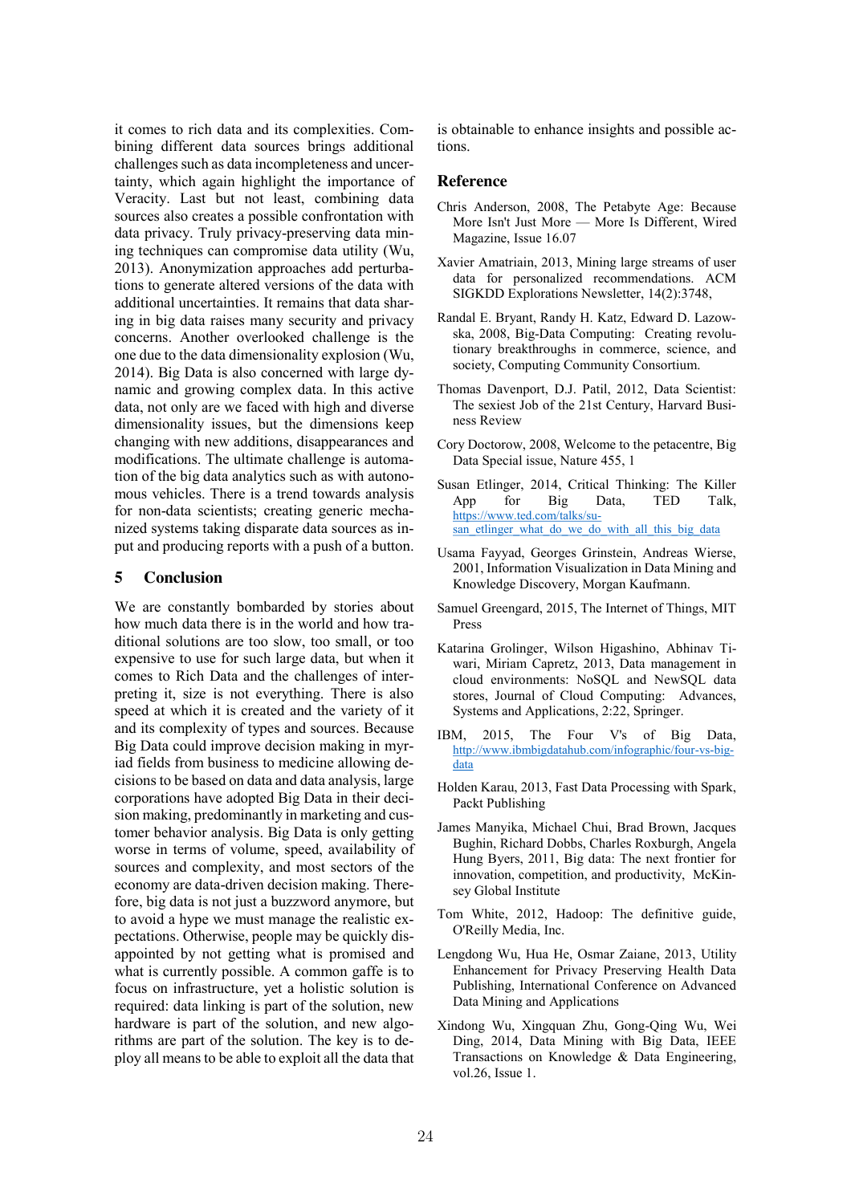it comes to rich data and its complexities. Combining different data sources brings additional challenges such as data incompleteness and uncertainty, which again highlight the importance of Veracity. Last but not least, combining data sources also creates a possible confrontation with data privacy. Truly privacy-preserving data mining techniques can compromise data utility (Wu, 2013). Anonymization approaches add perturbations to generate altered versions of the data with additional uncertainties. It remains that data sharing in big data raises many security and privacy concerns. Another overlooked challenge is the one due to the data dimensionality explosion (Wu, 2014). Big Data is also concerned with large dynamic and growing complex data. In this active data, not only are we faced with high and diverse dimensionality issues, but the dimensions keep changing with new additions, disappearances and modifications. The ultimate challenge is automation of the big data analytics such as with autonomous vehicles. There is a trend towards analysis for non-data scientists; creating generic mechanized systems taking disparate data sources as input and producing reports with a push of a button.

## 5 Conclusion

We are constantly bombarded by stories about how much data there is in the world and how traditional solutions are too slow, too small, or too expensive to use for such large data, but when it comes to Rich Data and the challenges of interpreting it, size is not everything. There is also speed at which it is created and the variety of it and its complexity of types and sources. Because Big Data could improve decision making in myriad fields from business to medicine allowing decisions to be based on data and data analysis, large corporations have adopted Big Data in their decision making, predominantly in marketing and customer behavior analysis. Big Data is only getting worse in terms of volume, speed, availability of sources and complexity, and most sectors of the economy are data-driven decision making. Therefore, big data is not just a buzzword anymore, but to avoid a hype we must manage the realistic expectations. Otherwise, people may be quickly disappointed by not getting what is promised and what is currently possible. A common gaffe is to focus on infrastructure, yet a holistic solution is required: data linking is part of the solution, new hardware is part of the solution, and new algorithms are part of the solution. The key is to deploy all means to be able to exploit all the data that is obtainable to enhance insights and possible actions.

## Reference

Chris Anderson, 2008, The Petabyte Age: Because More Isn't Just More — More Is Different, Wired Magazine, Issue 16.07

Xavier Amatriain, 2013, Mining large streams of user data for personalized recommendations. ACM SIGKDD Explorations Newsletter, 14(2):3748,

Randal E. Bryant, Randy H. Katz, Edward D. Lazowska, 2008, Big-Data Computing: Creating revolutionary breakthroughs in commerce, science, and society, Computing Community Consortium.

Thomas Davenport, D.J. Patil, 2012, Data Scientist: The sexiest Job of the 21st Century, Harvard Business Review

Cory Doctorow, 2008, Welcome to the petacentre, Big Data Special issue, Nature 455, 1

Susan Etlinger, 2014, Critical Thinking: The Killer App for Big Data, TED Talk, https://www.ted.com/talks/susan_etlinger_what_do_we_do_with_all_this_big_data

Usama Fayyad, Georges Grinstein, Andreas Wierse, 2001, Information Visualization in Data Mining and Knowledge Discovery, Morgan Kaufmann.

Samuel Greengard, 2015, The Internet of Things, MIT Press

Katarina Grolinger, Wilson Higashino, Abhinav Tiwari, Miriam Capretz, 2013, Data management in cloud environments: NoSQL and NewSQL data stores, Journal of Cloud Computing: Advances, Systems and Applications, 2:22, Springer.

IBM, 2015, The Four V's of Big Data, http://www.ibmbigdatahub.com/infographic/four-vs-big-data

Holden Karau, 2013, Fast Data Processing with Spark, Packt Publishing

James Manyika, Michael Chui, Brad Brown, Jacques Bughin, Richard Dobbs, Charles Roxburgh, Angela Hung Byers, 2011, Big data: The next frontier for innovation, competition, and productivity, McKinsey Global Institute

Tom White, 2012, Hadoop: The definitive guide, O'Reilly Media, Inc.

Lengdong Wu, Hua He, Osmar Zaiane, 2013, Utility Enhancement for Privacy Preserving Health Data Publishing, International Conference on Advanced Data Mining and Applications

Xindong Wu, Xingquan Zhu, Gong-Qing Wu, Wei Ding, 2014, Data Mining with Big Data, IEEE Transactions on Knowledge & Data Engineering, vol.26, Issue 1.